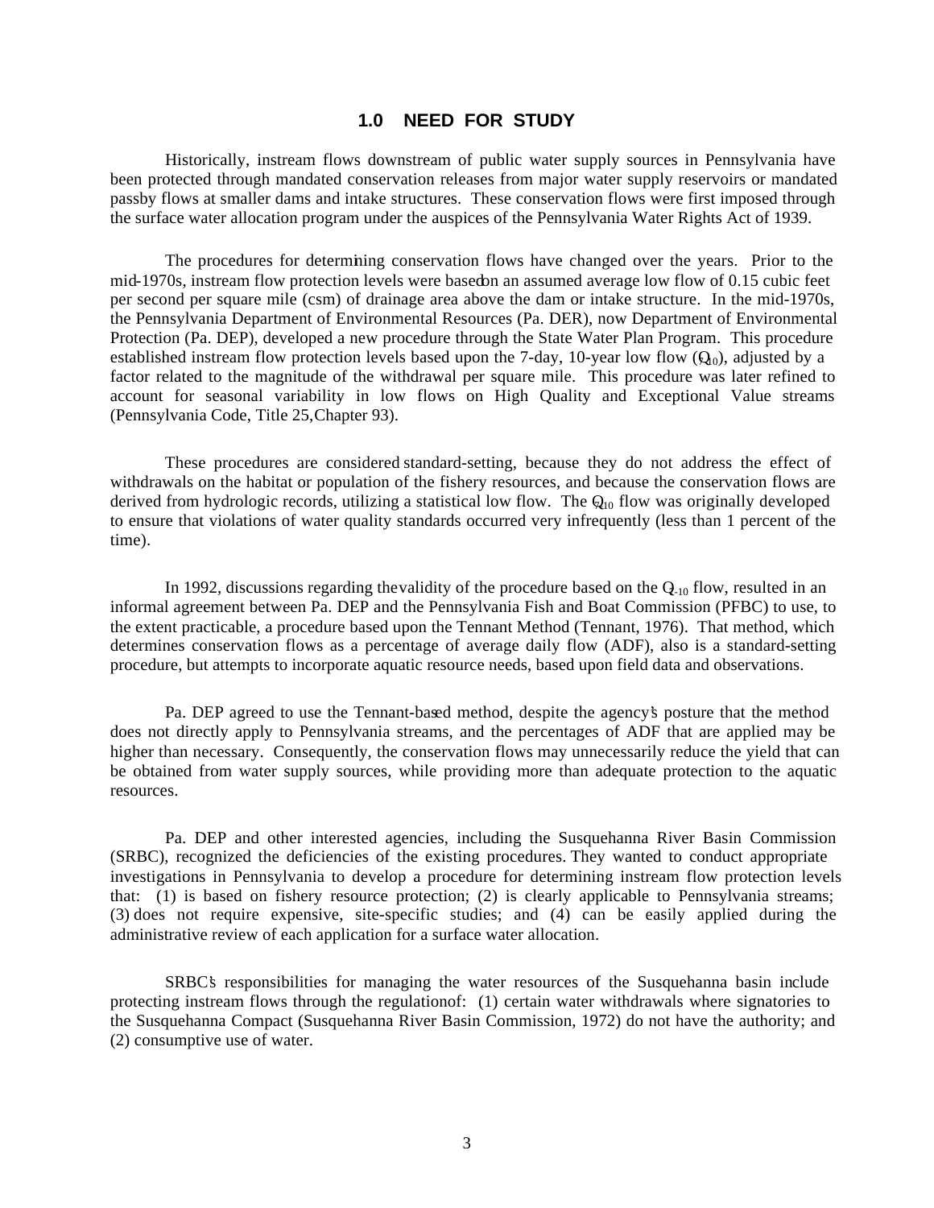# 1.0 NEED FOR STUDY

Historically, instream flows downstream of public water supply sources in Pennsylvania have been protected through mandated conservation releases from major water supply reservoirs or mandated passby flows at smaller dams and intake structures. These conservation flows were first imposed through the surface water allocation program under the auspices of the Pennsylvania Water Rights Act of 1939.

The procedures for determining conservation flows have changed over the years. Prior to the mid-1970s, instream flow protection levels were based on an assumed average low flow of 0.15 cubic feet per second per square mile (csm) of drainage area above the dam or intake structure. In the mid-1970s, the Pennsylvania Department of Environmental Resources (Pa. DER), now Department of Environmental Protection (Pa. DEP), developed a new procedure through the State Water Plan Program. This procedure established instream flow protection levels based upon the 7-day, 10-year low flow ($Q_{7-10}$), adjusted by a factor related to the magnitude of the withdrawal per square mile. This procedure was later refined to account for seasonal variability in low flows on High Quality and Exceptional Value streams (Pennsylvania Code, Title 25, Chapter 93).

These procedures are considered standard-setting, because they do not address the effect of withdrawals on the habitat or population of the fishery resources, and because the conservation flows are derived from hydrologic records, utilizing a statistical low flow. The $Q_{7-10}$ flow was originally developed to ensure that violations of water quality standards occurred very infrequently (less than 1 percent of the time).

In 1992, discussions regarding the validity of the procedure based on the $Q_{7-10}$ flow, resulted in an informal agreement between Pa. DEP and the Pennsylvania Fish and Boat Commission (PFBC) to use, to the extent practicable, a procedure based upon the Tennant Method (Tennant, 1976). That method, which determines conservation flows as a percentage of average daily flow (ADF), also is a standard-setting procedure, but attempts to incorporate aquatic resource needs, based upon field data and observations.

Pa. DEP agreed to use the Tennant-based method, despite the agency's posture that the method does not directly apply to Pennsylvania streams, and the percentages of ADF that are applied may be higher than necessary. Consequently, the conservation flows may unnecessarily reduce the yield that can be obtained from water supply sources, while providing more than adequate protection to the aquatic resources.

Pa. DEP and other interested agencies, including the Susquehanna River Basin Commission (SRBC), recognized the deficiencies of the existing procedures. They wanted to conduct appropriate investigations in Pennsylvania to develop a procedure for determining instream flow protection levels that: (1) is based on fishery resource protection; (2) is clearly applicable to Pennsylvania streams; (3) does not require expensive, site-specific studies; and (4) can be easily applied during the administrative review of each application for a surface water allocation.

SRBC's responsibilities for managing the water resources of the Susquehanna basin include protecting instream flows through the regulation of: (1) certain water withdrawals where signatories to the Susquehanna Compact (Susquehanna River Basin Commission, 1972) do not have the authority; and (2) consumptive use of water.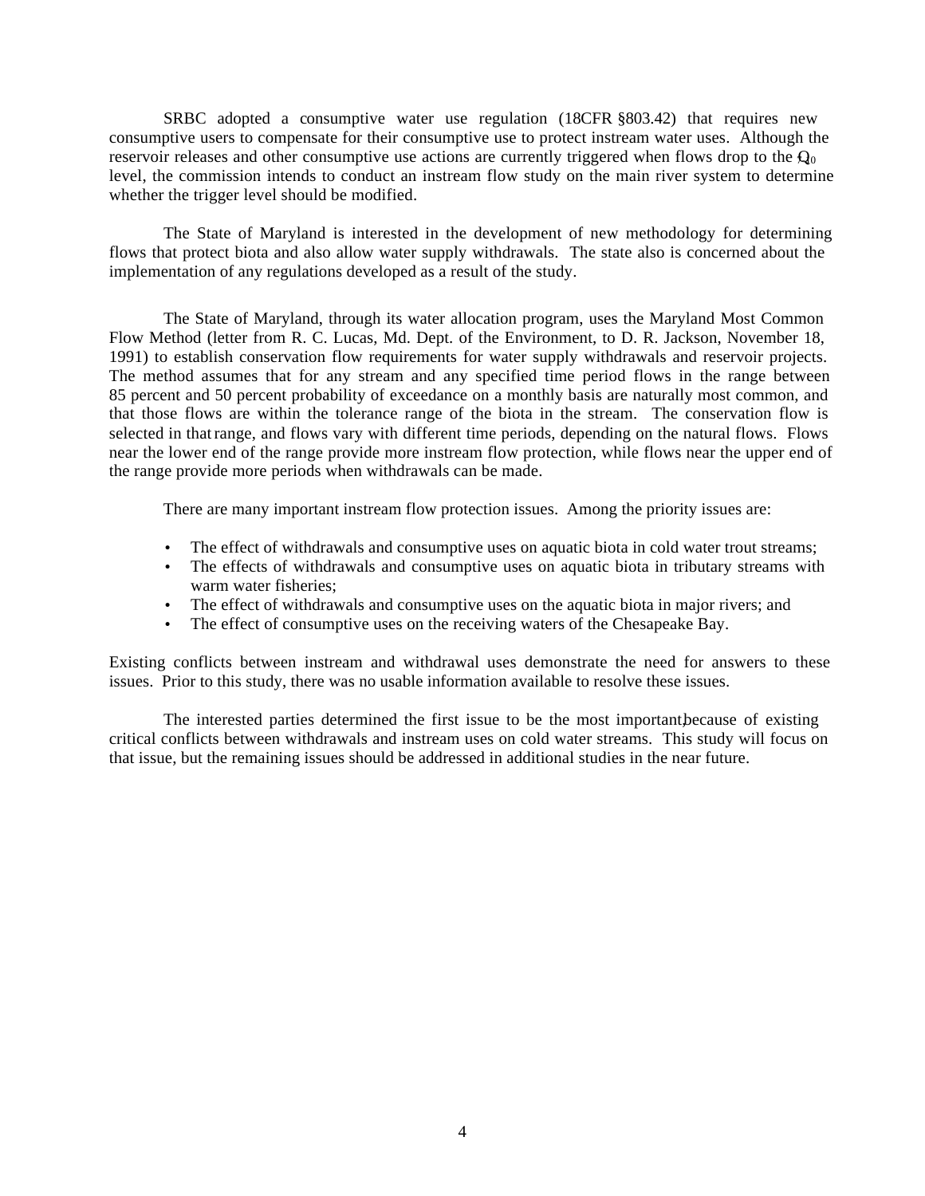SRBC adopted a consumptive water use regulation (18CFR §803.42) that requires new consumptive users to compensate for their consumptive use to protect instream water uses. Although the reservoir releases and other consumptive use actions are currently triggered when flows drop to the $Q_{7-10}$ level, the commission intends to conduct an instream flow study on the main river system to determine whether the trigger level should be modified.

The State of Maryland is interested in the development of new methodology for determining flows that protect biota and also allow water supply withdrawals. The state also is concerned about the implementation of any regulations developed as a result of the study.

The State of Maryland, through its water allocation program, uses the Maryland Most Common Flow Method (letter from R. C. Lucas, Md. Dept. of the Environment, to D. R. Jackson, November 18, 1991) to establish conservation flow requirements for water supply withdrawals and reservoir projects. The method assumes that for any stream and any specified time period flows in the range between 85 percent and 50 percent probability of exceedance on a monthly basis are naturally most common, and that those flows are within the tolerance range of the biota in the stream. The conservation flow is selected in that range, and flows vary with different time periods, depending on the natural flows. Flows near the lower end of the range provide more instream flow protection, while flows near the upper end of the range provide more periods when withdrawals can be made.

There are many important instream flow protection issues. Among the priority issues are:

- The effect of withdrawals and consumptive uses on aquatic biota in cold water trout streams;
- The effects of withdrawals and consumptive uses on aquatic biota in tributary streams with warm water fisheries;
- The effect of withdrawals and consumptive uses on the aquatic biota in major rivers; and
- The effect of consumptive uses on the receiving waters of the Chesapeake Bay.

Existing conflicts between instream and withdrawal uses demonstrate the need for answers to these issues. Prior to this study, there was no usable information available to resolve these issues.

The interested parties determined the first issue to be the most important, because of existing critical conflicts between withdrawals and instream uses on cold water streams. This study will focus on that issue, but the remaining issues should be addressed in additional studies in the near future.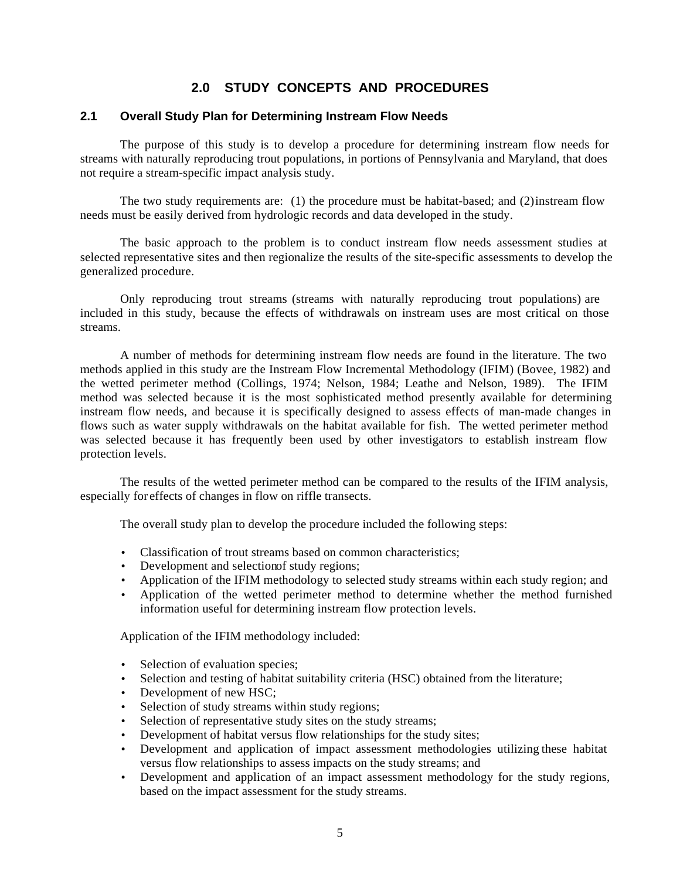# 2.0 STUDY CONCEPTS AND PROCEDURES

## 2.1 Overall Study Plan for Determining Instream Flow Needs

The purpose of this study is to develop a procedure for determining instream flow needs for streams with naturally reproducing trout populations, in portions of Pennsylvania and Maryland, that does not require a stream-specific impact analysis study.

The two study requirements are: (1) the procedure must be habitat-based; and (2) instream flow needs must be easily derived from hydrologic records and data developed in the study.

The basic approach to the problem is to conduct instream flow needs assessment studies at selected representative sites and then regionalize the results of the site-specific assessments to develop the generalized procedure.

Only reproducing trout streams (streams with naturally reproducing trout populations) are included in this study, because the effects of withdrawals on instream uses are most critical on those streams.

A number of methods for determining instream flow needs are found in the literature. The two methods applied in this study are the Instream Flow Incremental Methodology (IFIM) (Bovee, 1982) and the wetted perimeter method (Collings, 1974; Nelson, 1984; Leathe and Nelson, 1989). The IFIM method was selected because it is the most sophisticated method presently available for determining instream flow needs, and because it is specifically designed to assess effects of man-made changes in flows such as water supply withdrawals on the habitat available for fish. The wetted perimeter method was selected because it has frequently been used by other investigators to establish instream flow protection levels.

The results of the wetted perimeter method can be compared to the results of the IFIM analysis, especially for effects of changes in flow on riffle transects.

The overall study plan to develop the procedure included the following steps:

- Classification of trout streams based on common characteristics;
- Development and selection of study regions;
- Application of the IFIM methodology to selected study streams within each study region; and
- Application of the wetted perimeter method to determine whether the method furnished information useful for determining instream flow protection levels.

Application of the IFIM methodology included:

- Selection of evaluation species;
- Selection and testing of habitat suitability criteria (HSC) obtained from the literature;
- Development of new HSC;
- Selection of study streams within study regions;
- Selection of representative study sites on the study streams;
- Development of habitat versus flow relationships for the study sites;
- Development and application of impact assessment methodologies utilizing these habitat versus flow relationships to assess impacts on the study streams; and
- Development and application of an impact assessment methodology for the study regions, based on the impact assessment for the study streams.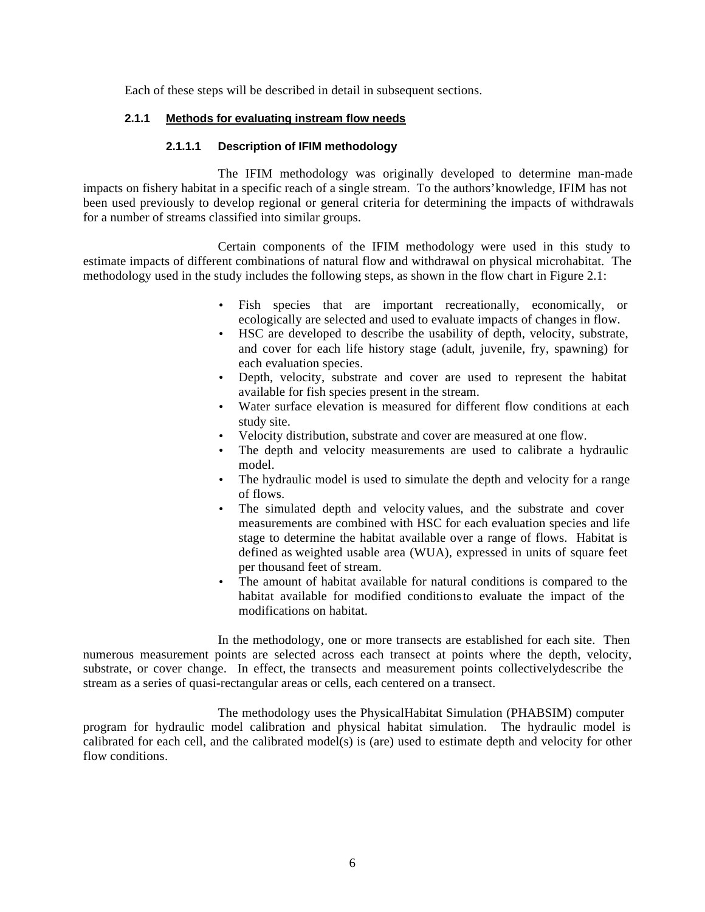Each of these steps will be described in detail in subsequent sections.

### 2.1.1 Methods for evaluating instream flow needs

#### 2.1.1.1 Description of IFIM methodology

The IFIM methodology was originally developed to determine man-made impacts on fishery habitat in a specific reach of a single stream. To the authors' knowledge, IFIM has not been used previously to develop regional or general criteria for determining the impacts of withdrawals for a number of streams classified into similar groups.

Certain components of the IFIM methodology were used in this study to estimate impacts of different combinations of natural flow and withdrawal on physical microhabitat. The methodology used in the study includes the following steps, as shown in the flow chart in Figure 2.1:

- Fish species that are important recreationally, economically, or ecologically are selected and used to evaluate impacts of changes in flow.
- HSC are developed to describe the usability of depth, velocity, substrate, and cover for each life history stage (adult, juvenile, fry, spawning) for each evaluation species.
- Depth, velocity, substrate and cover are used to represent the habitat available for fish species present in the stream.
- Water surface elevation is measured for different flow conditions at each study site.
- Velocity distribution, substrate and cover are measured at one flow.
- The depth and velocity measurements are used to calibrate a hydraulic model.
- The hydraulic model is used to simulate the depth and velocity for a range of flows.
- The simulated depth and velocity values, and the substrate and cover measurements are combined with HSC for each evaluation species and life stage to determine the habitat available over a range of flows. Habitat is defined as weighted usable area (WUA), expressed in units of square feet per thousand feet of stream.
- The amount of habitat available for natural conditions is compared to the habitat available for modified conditions to evaluate the impact of the modifications on habitat.

In the methodology, one or more transects are established for each site. Then numerous measurement points are selected across each transect at points where the depth, velocity, substrate, or cover change. In effect, the transects and measurement points collectively describe the stream as a series of quasi-rectangular areas or cells, each centered on a transect.

The methodology uses the Physical Habitat Simulation (PHABSIM) computer program for hydraulic model calibration and physical habitat simulation. The hydraulic model is calibrated for each cell, and the calibrated model(s) is (are) used to estimate depth and velocity for other flow conditions.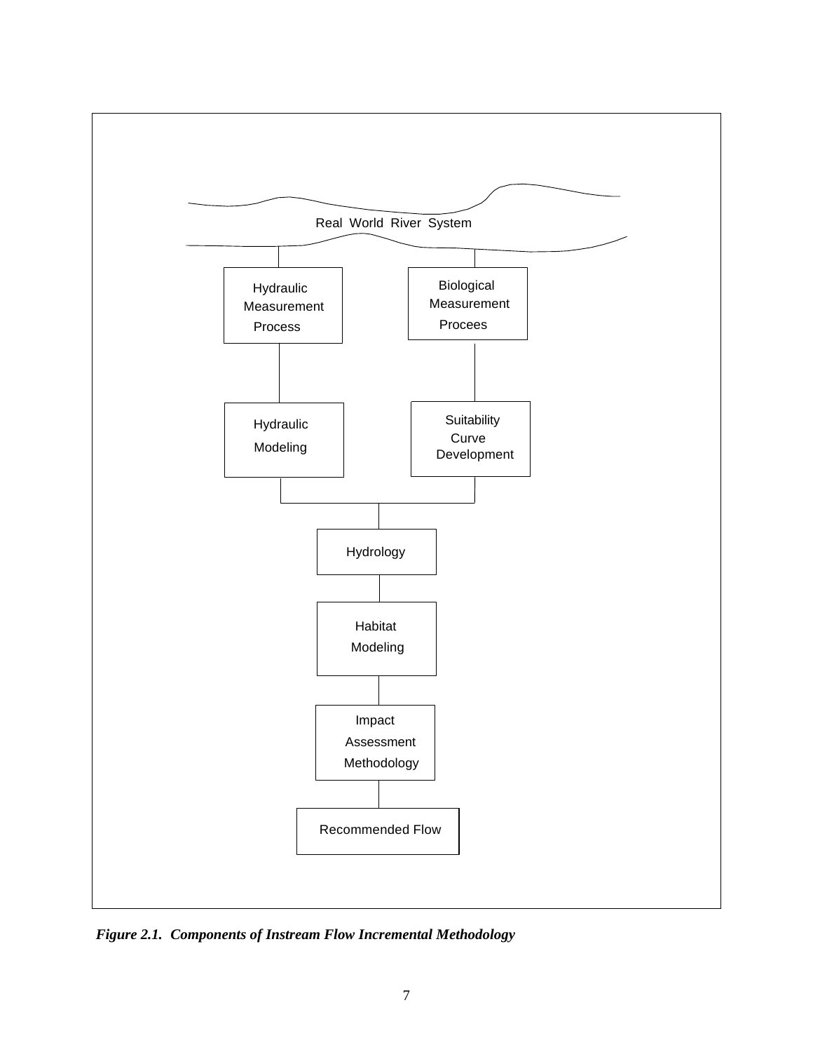Real World River System

Hydraulic Measurement Process

Biological Measurement Procees

Hydraulic Modeling

Suitability Curve Development

Hydrology

Habitat Modeling

Impact Assessment Methodology

Recommended Flow

***Figure 2.1. Components of Instream Flow Incremental Methodology***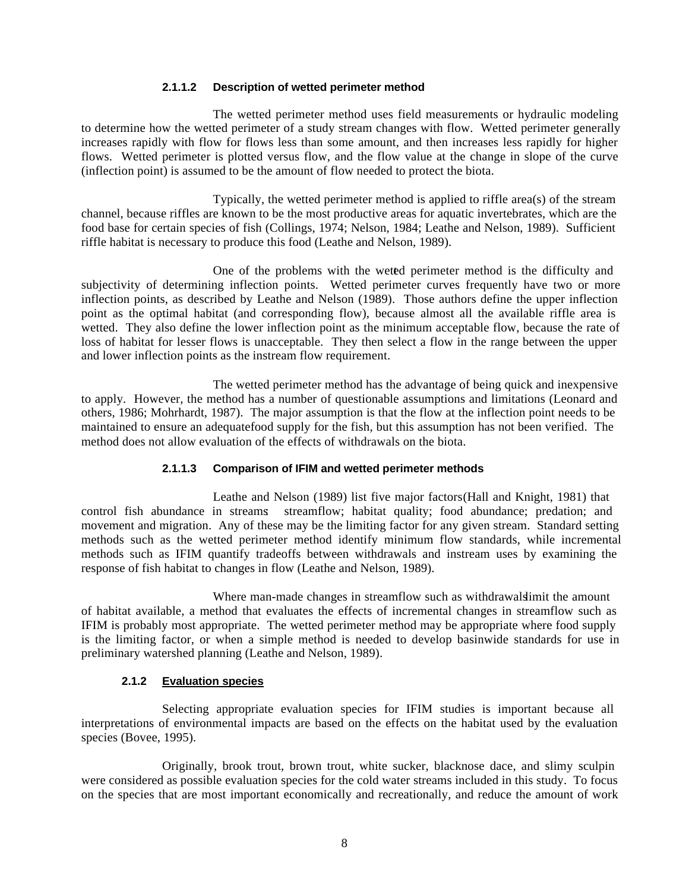#### 2.1.1.2 Description of wetted perimeter method

The wetted perimeter method uses field measurements or hydraulic modeling to determine how the wetted perimeter of a study stream changes with flow. Wetted perimeter generally increases rapidly with flow for flows less than some amount, and then increases less rapidly for higher flows. Wetted perimeter is plotted versus flow, and the flow value at the change in slope of the curve (inflection point) is assumed to be the amount of flow needed to protect the biota.

Typically, the wetted perimeter method is applied to riffle area(s) of the stream channel, because riffles are known to be the most productive areas for aquatic invertebrates, which are the food base for certain species of fish (Collings, 1974; Nelson, 1984; Leathe and Nelson, 1989). Sufficient riffle habitat is necessary to produce this food (Leathe and Nelson, 1989).

One of the problems with the wetted perimeter method is the difficulty and subjectivity of determining inflection points. Wetted perimeter curves frequently have two or more inflection points, as described by Leathe and Nelson (1989). Those authors define the upper inflection point as the optimal habitat (and corresponding flow), because almost all the available riffle area is wetted. They also define the lower inflection point as the minimum acceptable flow, because the rate of loss of habitat for lesser flows is unacceptable. They then select a flow in the range between the upper and lower inflection points as the instream flow requirement.

The wetted perimeter method has the advantage of being quick and inexpensive to apply. However, the method has a number of questionable assumptions and limitations (Leonard and others, 1986; Mohrhardt, 1987). The major assumption is that the flow at the inflection point needs to be maintained to ensure an adequatefood supply for the fish, but this assumption has not been verified. The method does not allow evaluation of the effects of withdrawals on the biota.

#### 2.1.1.3 Comparison of IFIM and wetted perimeter methods

Leathe and Nelson (1989) list five major factors(Hall and Knight, 1981) that control fish abundance in streams: streamflow; habitat quality; food abundance; predation; and movement and migration. Any of these may be the limiting factor for any given stream. Standard setting methods such as the wetted perimeter method identify minimum flow standards, while incremental methods such as IFIM quantify tradeoffs between withdrawals and instream uses by examining the response of fish habitat to changes in flow (Leathe and Nelson, 1989).

Where man-made changes in streamflow such as withdrawals limit the amount of habitat available, a method that evaluates the effects of incremental changes in streamflow such as IFIM is probably most appropriate. The wetted perimeter method may be appropriate where food supply is the limiting factor, or when a simple method is needed to develop basinwide standards for use in preliminary watershed planning (Leathe and Nelson, 1989).

### 2.1.2 Evaluation species

Selecting appropriate evaluation species for IFIM studies is important because all interpretations of environmental impacts are based on the effects on the habitat used by the evaluation species (Bovee, 1995).

Originally, brook trout, brown trout, white sucker, blacknose dace, and slimy sculpin were considered as possible evaluation species for the cold water streams included in this study. To focus on the species that are most important economically and recreationally, and reduce the amount of work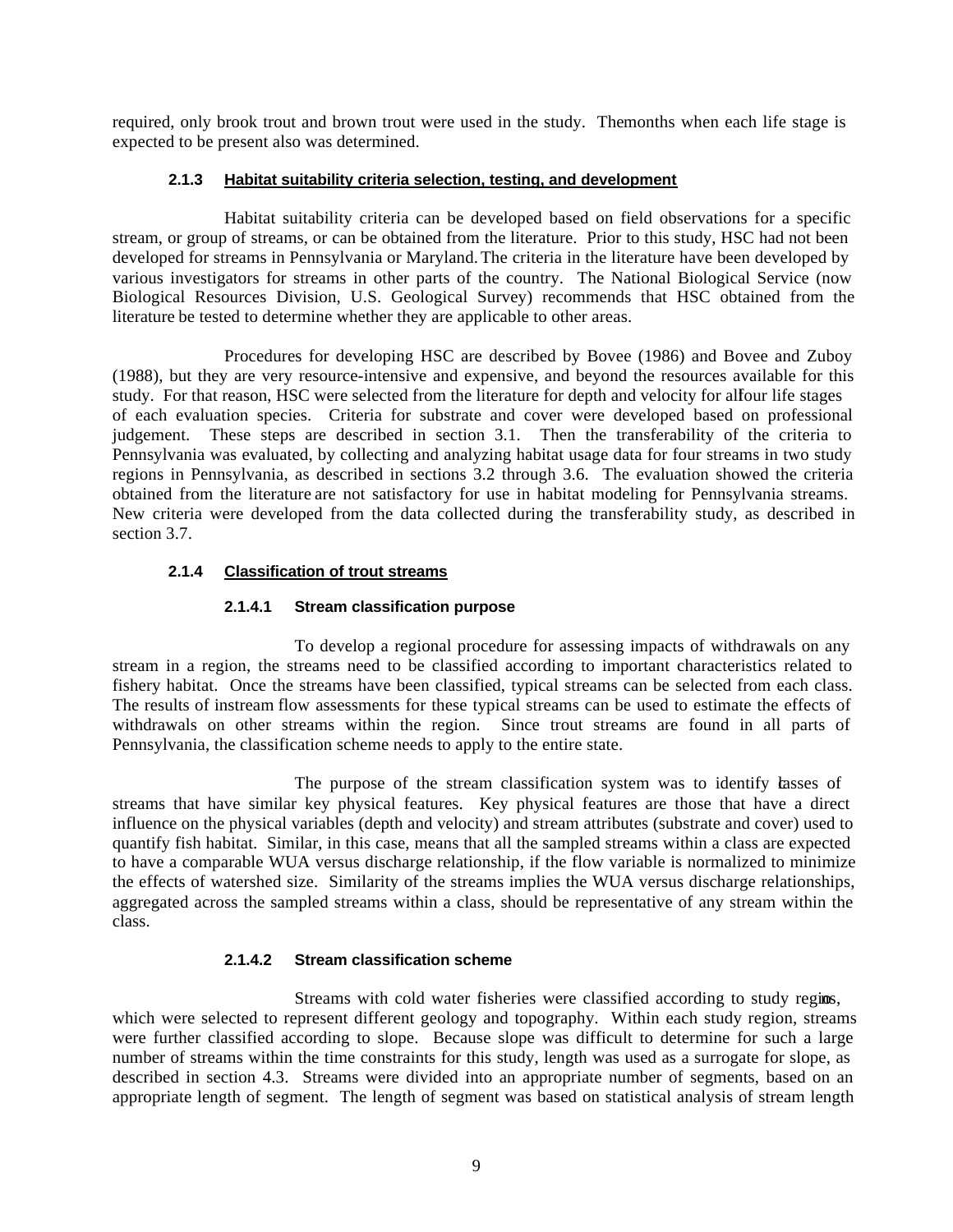required, only brook trout and brown trout were used in the study. The months when each life stage is expected to be present also was determined.

#### 2.1.3 Habitat suitability criteria selection, testing, and development

Habitat suitability criteria can be developed based on field observations for a specific stream, or group of streams, or can be obtained from the literature. Prior to this study, HSC had not been developed for streams in Pennsylvania or Maryland. The criteria in the literature have been developed by various investigators for streams in other parts of the country. The National Biological Service (now Biological Resources Division, U.S. Geological Survey) recommends that HSC obtained from the literature be tested to determine whether they are applicable to other areas.

Procedures for developing HSC are described by Bovee (1986) and Bovee and Zuboy (1988), but they are very resource-intensive and expensive, and beyond the resources available for this study. For that reason, HSC were selected from the literature for depth and velocity for all four life stages of each evaluation species. Criteria for substrate and cover were developed based on professional judgement. These steps are described in section 3.1. Then the transferability of the criteria to Pennsylvania was evaluated, by collecting and analyzing habitat usage data for four streams in two study regions in Pennsylvania, as described in sections 3.2 through 3.6. The evaluation showed the criteria obtained from the literature are not satisfactory for use in habitat modeling for Pennsylvania streams. New criteria were developed from the data collected during the transferability study, as described in section 3.7.

#### 2.1.4 Classification of trout streams

##### 2.1.4.1 Stream classification purpose

To develop a regional procedure for assessing impacts of withdrawals on any stream in a region, the streams need to be classified according to important characteristics related to fishery habitat. Once the streams have been classified, typical streams can be selected from each class. The results of instream flow assessments for these typical streams can be used to estimate the effects of withdrawals on other streams within the region. Since trout streams are found in all parts of Pennsylvania, the classification scheme needs to apply to the entire state.

The purpose of the stream classification system was to identify classes of streams that have similar key physical features. Key physical features are those that have a direct influence on the physical variables (depth and velocity) and stream attributes (substrate and cover) used to quantify fish habitat. Similar, in this case, means that all the sampled streams within a class are expected to have a comparable WUA versus discharge relationship, if the flow variable is normalized to minimize the effects of watershed size. Similarity of the streams implies the WUA versus discharge relationships, aggregated across the sampled streams within a class, should be representative of any stream within the class.

##### 2.1.4.2 Stream classification scheme

Streams with cold water fisheries were classified according to study regions, which were selected to represent different geology and topography. Within each study region, streams were further classified according to slope. Because slope was difficult to determine for such a large number of streams within the time constraints for this study, length was used as a surrogate for slope, as described in section 4.3. Streams were divided into an appropriate number of segments, based on an appropriate length of segment. The length of segment was based on statistical analysis of stream length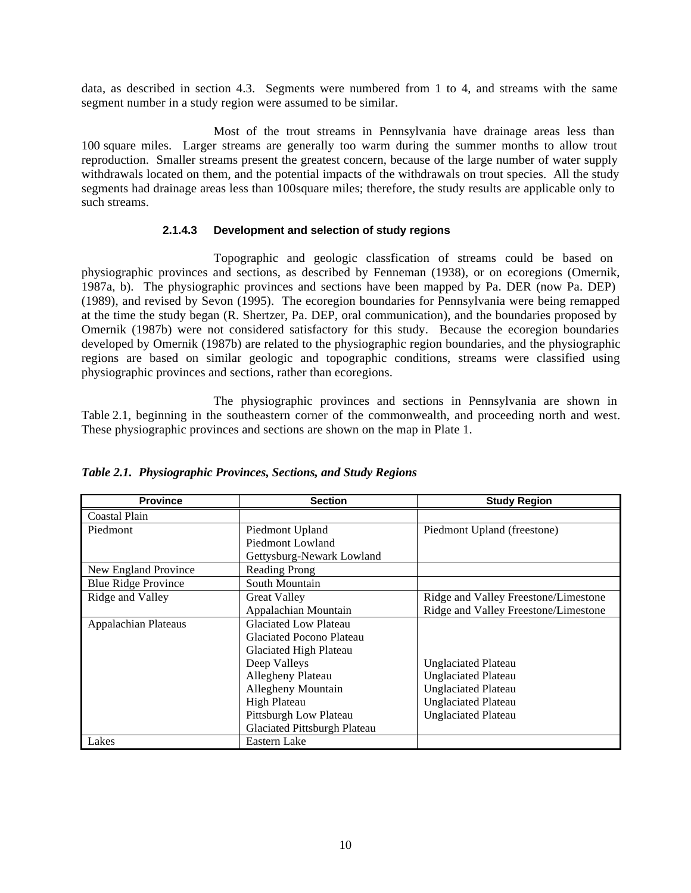data, as described in section 4.3. Segments were numbered from 1 to 4, and streams with the same segment number in a study region were assumed to be similar.

Most of the trout streams in Pennsylvania have drainage areas less than 100 square miles. Larger streams are generally too warm during the summer months to allow trout reproduction. Smaller streams present the greatest concern, because of the large number of water supply withdrawals located on them, and the potential impacts of the withdrawals on trout species. All the study segments had drainage areas less than 100square miles; therefore, the study results are applicable only to such streams.

#### 2.1.4.3 Development and selection of study regions

Topographic and geologic classification of streams could be based on physiographic provinces and sections, as described by Fenneman (1938), or on ecoregions (Omernik, 1987a, b). The physiographic provinces and sections have been mapped by Pa. DER (now Pa. DEP) (1989), and revised by Sevon (1995). The ecoregion boundaries for Pennsylvania were being remapped at the time the study began (R. Shertzer, Pa. DEP, oral communication), and the boundaries proposed by Omernik (1987b) were not considered satisfactory for this study. Because the ecoregion boundaries developed by Omernik (1987b) are related to the physiographic region boundaries, and the physiographic regions are based on similar geologic and topographic conditions, streams were classified using physiographic provinces and sections, rather than ecoregions.

The physiographic provinces and sections in Pennsylvania are shown in Table 2.1, beginning in the southeastern corner of the commonwealth, and proceeding north and west. These physiographic provinces and sections are shown on the map in Plate 1.

***Table 2.1. Physiographic Provinces, Sections, and Study Regions***

| Province | Section | Study Region |
|---|---|---|
| Coastal Plain | | |
| Piedmont | Piedmont Upland | Piedmont Upland (freestone) |
| | Piedmont Lowland | |
| | Gettysburg-Newark Lowland | |
| New England Province | Reading Prong | |
| Blue Ridge Province | South Mountain | |
| Ridge and Valley | Great Valley | Ridge and Valley Freestone/Limestone |
| | Appalachian Mountain | Ridge and Valley Freestone/Limestone |
| Appalachian Plateaus | Glaciated Low Plateau | |
| | Glaciated Pocono Plateau | |
| | Glaciated High Plateau | |
| | Deep Valleys | Unglaciated Plateau |
| | Allegheny Plateau | Unglaciated Plateau |
| | Allegheny Mountain | Unglaciated Plateau |
| | High Plateau | Unglaciated Plateau |
| | Pittsburgh Low Plateau | Unglaciated Plateau |
| | Glaciated Pittsburgh Plateau | |
| Lakes | Eastern Lake | |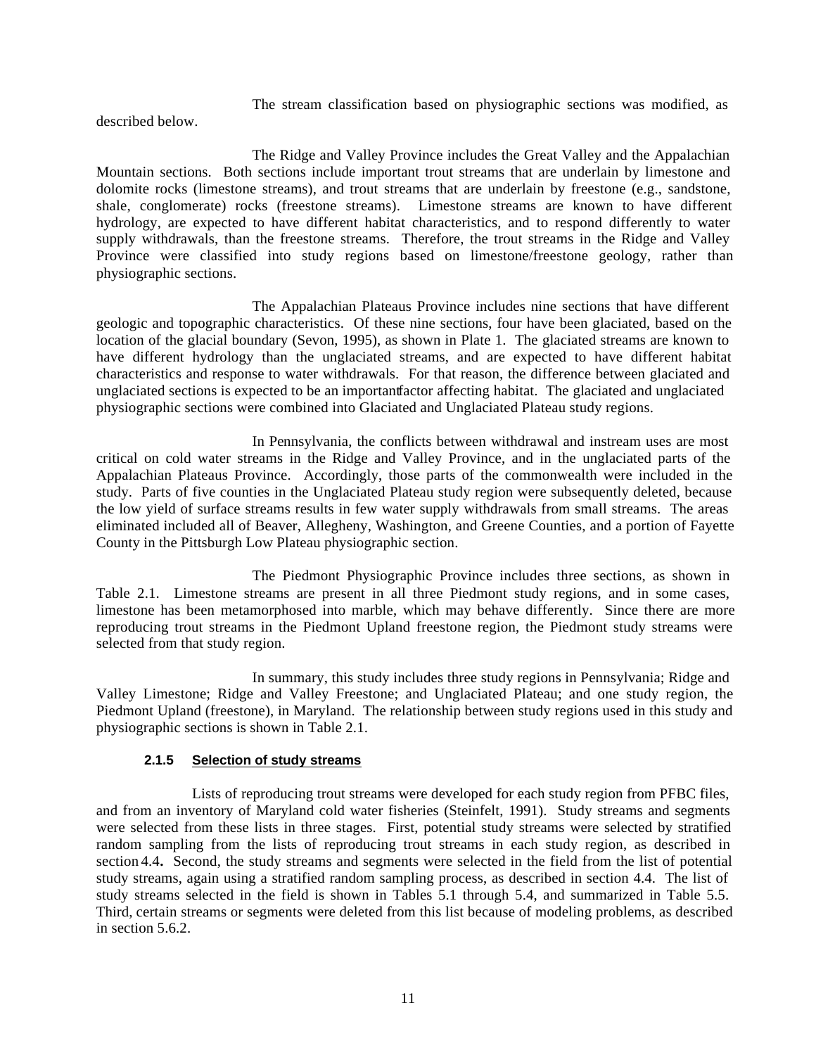The stream classification based on physiographic sections was modified, as described below.

The Ridge and Valley Province includes the Great Valley and the Appalachian Mountain sections. Both sections include important trout streams that are underlain by limestone and dolomite rocks (limestone streams), and trout streams that are underlain by freestone (e.g., sandstone, shale, conglomerate) rocks (freestone streams). Limestone streams are known to have different hydrology, are expected to have different habitat characteristics, and to respond differently to water supply withdrawals, than the freestone streams. Therefore, the trout streams in the Ridge and Valley Province were classified into study regions based on limestone/freestone geology, rather than physiographic sections.

The Appalachian Plateaus Province includes nine sections that have different geologic and topographic characteristics. Of these nine sections, four have been glaciated, based on the location of the glacial boundary (Sevon, 1995), as shown in Plate 1. The glaciated streams are known to have different hydrology than the unglaciated streams, and are expected to have different habitat characteristics and response to water withdrawals. For that reason, the difference between glaciated and unglaciated sections is expected to be an important factor affecting habitat. The glaciated and unglaciated physiographic sections were combined into Glaciated and Unglaciated Plateau study regions.

In Pennsylvania, the conflicts between withdrawal and instream uses are most critical on cold water streams in the Ridge and Valley Province, and in the unglaciated parts of the Appalachian Plateaus Province. Accordingly, those parts of the commonwealth were included in the study. Parts of five counties in the Unglaciated Plateau study region were subsequently deleted, because the low yield of surface streams results in few water supply withdrawals from small streams. The areas eliminated included all of Beaver, Allegheny, Washington, and Greene Counties, and a portion of Fayette County in the Pittsburgh Low Plateau physiographic section.

The Piedmont Physiographic Province includes three sections, as shown in Table 2.1. Limestone streams are present in all three Piedmont study regions, and in some cases, limestone has been metamorphosed into marble, which may behave differently. Since there are more reproducing trout streams in the Piedmont Upland freestone region, the Piedmont study streams were selected from that study region.

In summary, this study includes three study regions in Pennsylvania; Ridge and Valley Limestone; Ridge and Valley Freestone; and Unglaciated Plateau; and one study region, the Piedmont Upland (freestone), in Maryland. The relationship between study regions used in this study and physiographic sections is shown in Table 2.1.

#### 2.1.5 Selection of study streams

Lists of reproducing trout streams were developed for each study region from PFBC files, and from an inventory of Maryland cold water fisheries (Steinfelt, 1991). Study streams and segments were selected from these lists in three stages. First, potential study streams were selected by stratified random sampling from the lists of reproducing trout streams in each study region, as described in section 4.4**.** Second, the study streams and segments were selected in the field from the list of potential study streams, again using a stratified random sampling process, as described in section 4.4. The list of study streams selected in the field is shown in Tables 5.1 through 5.4, and summarized in Table 5.5. Third, certain streams or segments were deleted from this list because of modeling problems, as described in section 5.6.2.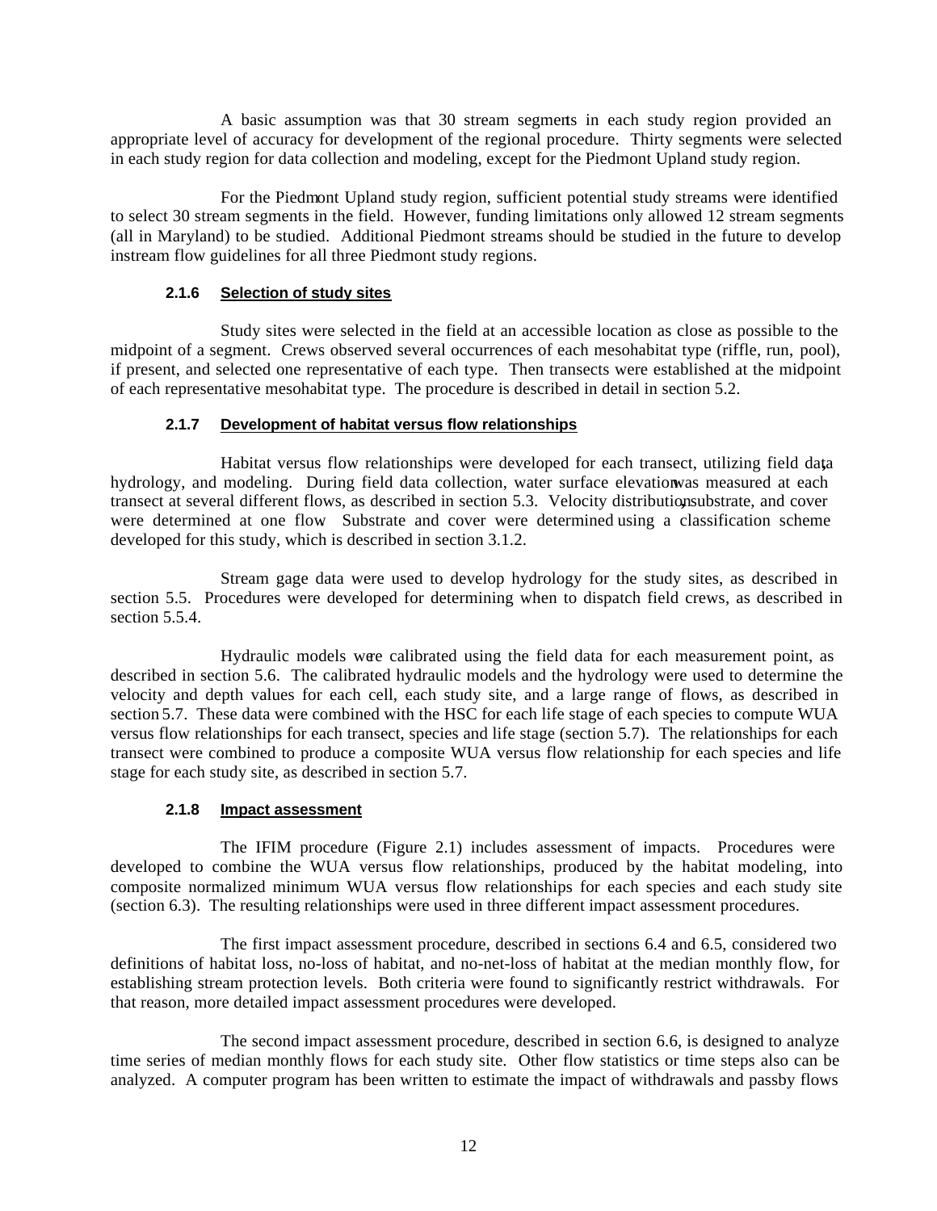A basic assumption was that 30 stream segments in each study region provided an appropriate level of accuracy for development of the regional procedure. Thirty segments were selected in each study region for data collection and modeling, except for the Piedmont Upland study region.

For the Piedmont Upland study region, sufficient potential study streams were identified to select 30 stream segments in the field. However, funding limitations only allowed 12 stream segments (all in Maryland) to be studied. Additional Piedmont streams should be studied in the future to develop instream flow guidelines for all three Piedmont study regions.

#### 2.1.6 Selection of study sites

Study sites were selected in the field at an accessible location as close as possible to the midpoint of a segment. Crews observed several occurrences of each mesohabitat type (riffle, run, pool), if present, and selected one representative of each type. Then transects were established at the midpoint of each representative mesohabitat type. The procedure is described in detail in section 5.2.

#### 2.1.7 Development of habitat versus flow relationships

Habitat versus flow relationships were developed for each transect, utilizing field data, hydrology, and modeling. During field data collection, water surface elevation was measured at each transect at several different flows, as described in section 5.3. Velocity distribution, substrate, and cover were determined at one flow. Substrate and cover were determined using a classification scheme developed for this study, which is described in section 3.1.2.

Stream gage data were used to develop hydrology for the study sites, as described in section 5.5. Procedures were developed for determining when to dispatch field crews, as described in section 5.5.4.

Hydraulic models were calibrated using the field data for each measurement point, as described in section 5.6. The calibrated hydraulic models and the hydrology were used to determine the velocity and depth values for each cell, each study site, and a large range of flows, as described in section 5.7. These data were combined with the HSC for each life stage of each species to compute WUA versus flow relationships for each transect, species and life stage (section 5.7). The relationships for each transect were combined to produce a composite WUA versus flow relationship for each species and life stage for each study site, as described in section 5.7.

#### 2.1.8 Impact assessment

The IFIM procedure (Figure 2.1) includes assessment of impacts. Procedures were developed to combine the WUA versus flow relationships, produced by the habitat modeling, into composite normalized minimum WUA versus flow relationships for each species and each study site (section 6.3). The resulting relationships were used in three different impact assessment procedures.

The first impact assessment procedure, described in sections 6.4 and 6.5, considered two definitions of habitat loss, no-loss of habitat, and no-net-loss of habitat at the median monthly flow, for establishing stream protection levels. Both criteria were found to significantly restrict withdrawals. For that reason, more detailed impact assessment procedures were developed.

The second impact assessment procedure, described in section 6.6, is designed to analyze time series of median monthly flows for each study site. Other flow statistics or time steps also can be analyzed. A computer program has been written to estimate the impact of withdrawals and passby flows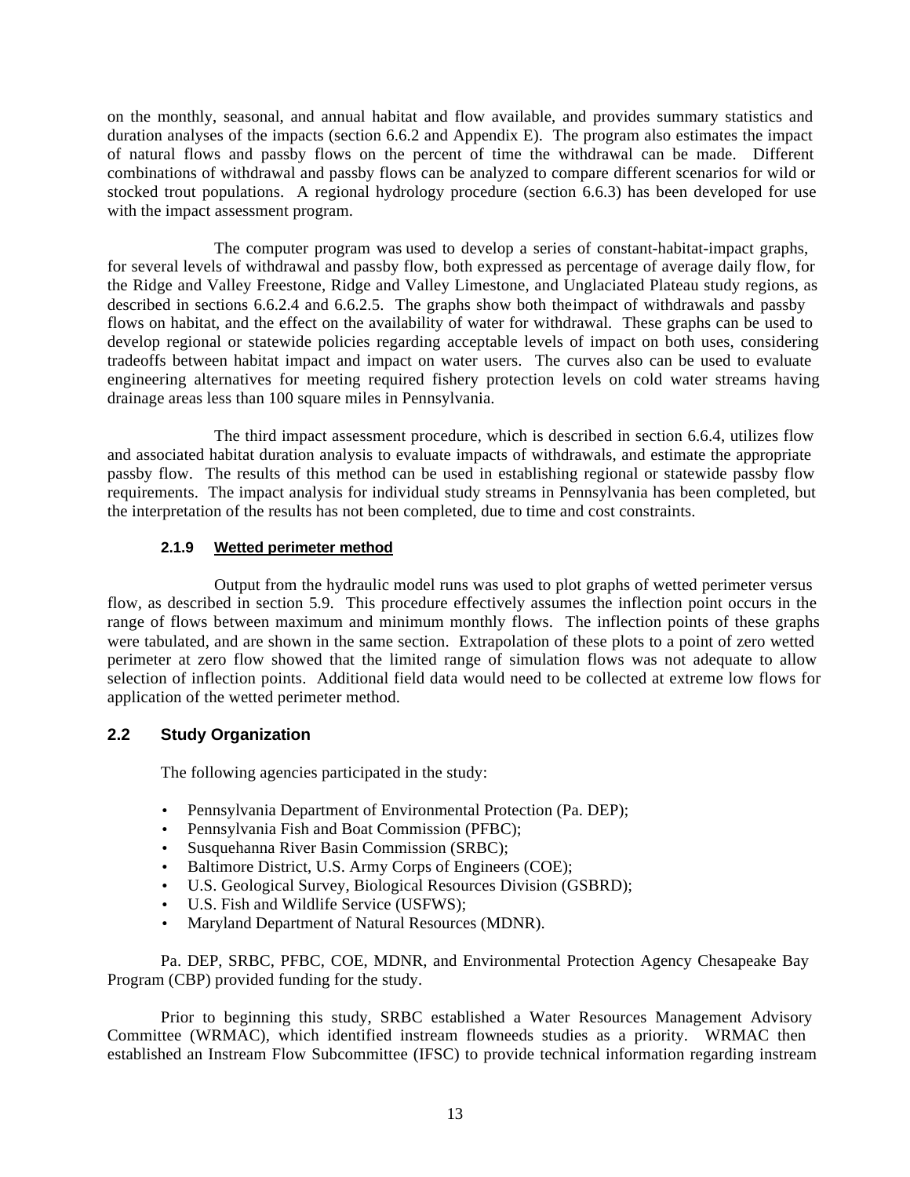on the monthly, seasonal, and annual habitat and flow available, and provides summary statistics and duration analyses of the impacts (section 6.6.2 and Appendix E). The program also estimates the impact of natural flows and passby flows on the percent of time the withdrawal can be made. Different combinations of withdrawal and passby flows can be analyzed to compare different scenarios for wild or stocked trout populations. A regional hydrology procedure (section 6.6.3) has been developed for use with the impact assessment program.

The computer program was used to develop a series of constant-habitat-impact graphs, for several levels of withdrawal and passby flow, both expressed as percentage of average daily flow, for the Ridge and Valley Freestone, Ridge and Valley Limestone, and Unglaciated Plateau study regions, as described in sections 6.6.2.4 and 6.6.2.5. The graphs show both theimpact of withdrawals and passby flows on habitat, and the effect on the availability of water for withdrawal. These graphs can be used to develop regional or statewide policies regarding acceptable levels of impact on both uses, considering tradeoffs between habitat impact and impact on water users. The curves also can be used to evaluate engineering alternatives for meeting required fishery protection levels on cold water streams having drainage areas less than 100 square miles in Pennsylvania.

The third impact assessment procedure, which is described in section 6.6.4, utilizes flow and associated habitat duration analysis to evaluate impacts of withdrawals, and estimate the appropriate passby flow. The results of this method can be used in establishing regional or statewide passby flow requirements. The impact analysis for individual study streams in Pennsylvania has been completed, but the interpretation of the results has not been completed, due to time and cost constraints.

#### 2.1.9 Wetted perimeter method

Output from the hydraulic model runs was used to plot graphs of wetted perimeter versus flow, as described in section 5.9. This procedure effectively assumes the inflection point occurs in the range of flows between maximum and minimum monthly flows. The inflection points of these graphs were tabulated, and are shown in the same section. Extrapolation of these plots to a point of zero wetted perimeter at zero flow showed that the limited range of simulation flows was not adequate to allow selection of inflection points. Additional field data would need to be collected at extreme low flows for application of the wetted perimeter method.

### 2.2 Study Organization

The following agencies participated in the study:

- Pennsylvania Department of Environmental Protection (Pa. DEP);
- Pennsylvania Fish and Boat Commission (PFBC);
- Susquehanna River Basin Commission (SRBC);
- Baltimore District, U.S. Army Corps of Engineers (COE);
- U.S. Geological Survey, Biological Resources Division (GSBRD);
- U.S. Fish and Wildlife Service (USFWS);
- Maryland Department of Natural Resources (MDNR).

Pa. DEP, SRBC, PFBC, COE, MDNR, and Environmental Protection Agency Chesapeake Bay Program (CBP) provided funding for the study.

Prior to beginning this study, SRBC established a Water Resources Management Advisory Committee (WRMAC), which identified instream flowneeds studies as a priority. WRMAC then established an Instream Flow Subcommittee (IFSC) to provide technical information regarding instream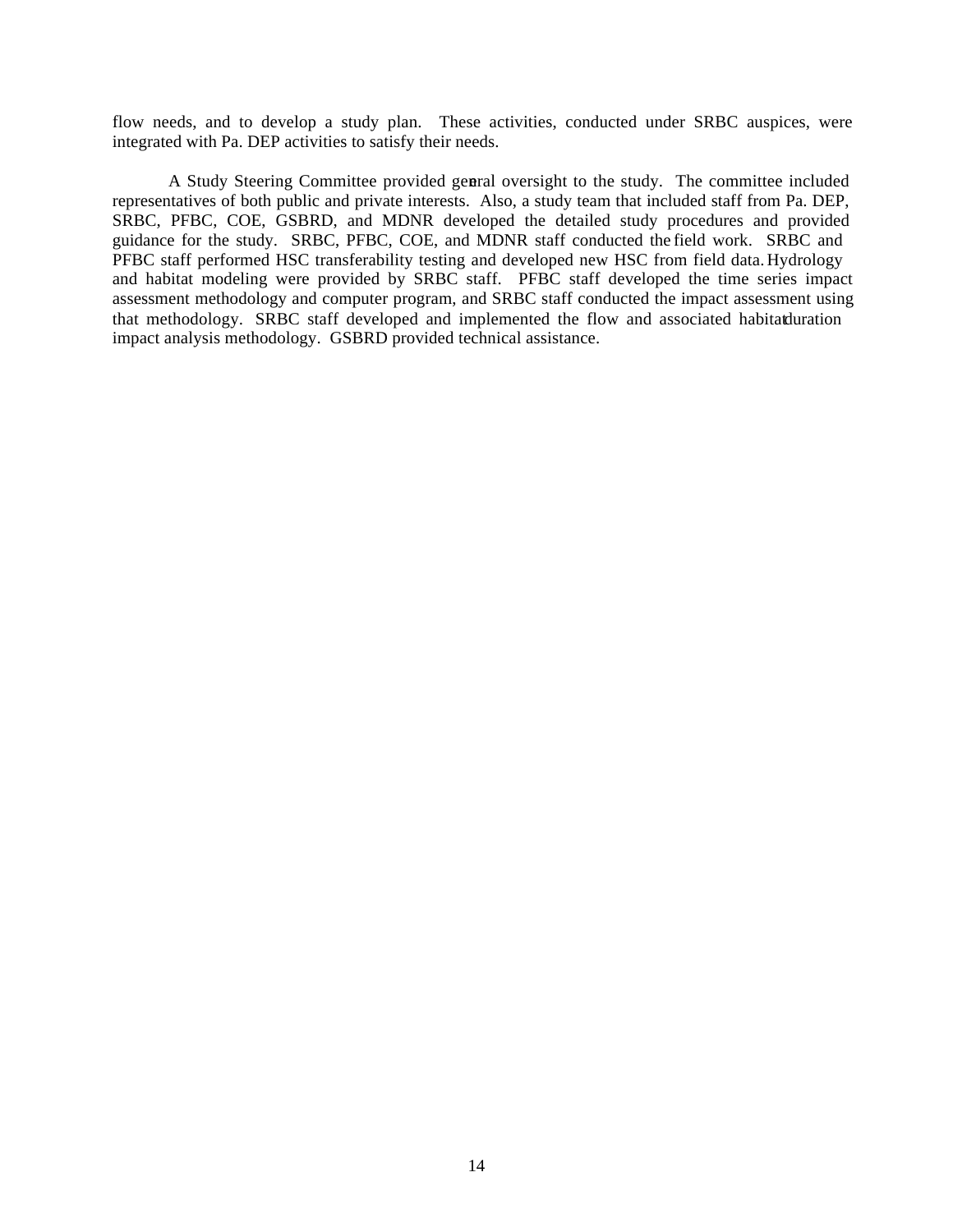flow needs, and to develop a study plan. These activities, conducted under SRBC auspices, were integrated with Pa. DEP activities to satisfy their needs.

A Study Steering Committee provided general oversight to the study. The committee included representatives of both public and private interests. Also, a study team that included staff from Pa. DEP, SRBC, PFBC, COE, GSBRD, and MDNR developed the detailed study procedures and provided guidance for the study. SRBC, PFBC, COE, and MDNR staff conducted the field work. SRBC and PFBC staff performed HSC transferability testing and developed new HSC from field data. Hydrology and habitat modeling were provided by SRBC staff. PFBC staff developed the time series impact assessment methodology and computer program, and SRBC staff conducted the impact assessment using that methodology. SRBC staff developed and implemented the flow and associated habitat duration impact analysis methodology. GSBRD provided technical assistance.